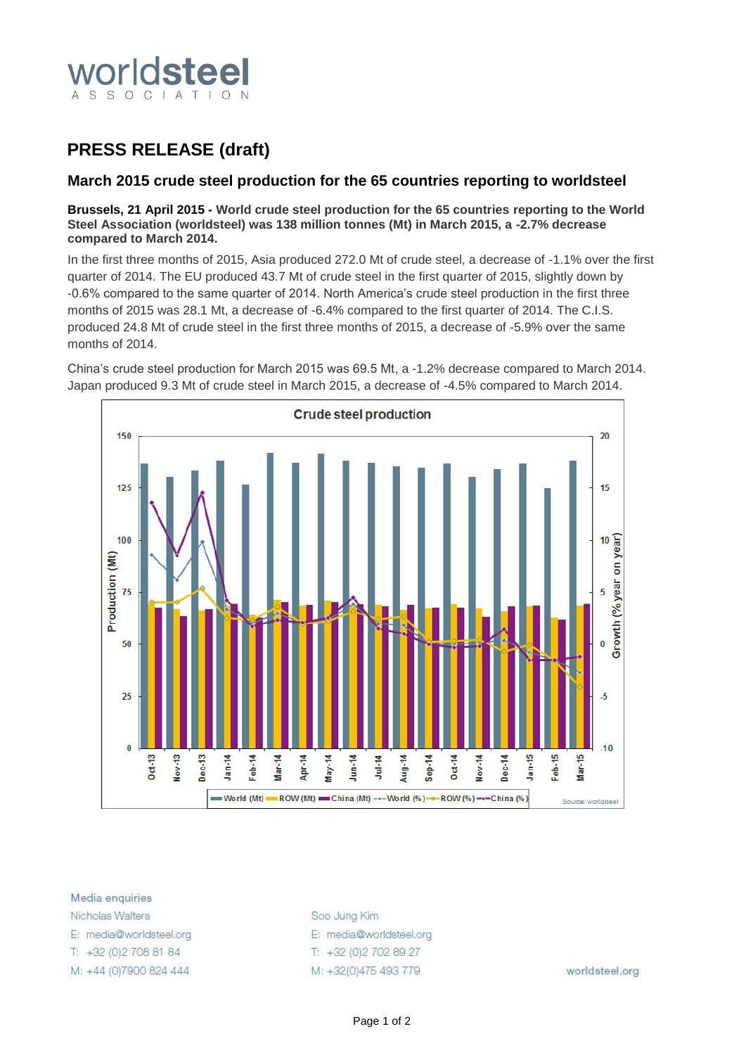worldsteel
ASSOCIATION

# PRESS RELEASE (draft)

## March 2015 crude steel production for the 65 countries reporting to worldsteel

**Brussels, 21 April 2015 - World crude steel production for the 65 countries reporting to the World Steel Association (worldsteel) was 138 million tonnes (Mt) in March 2015, a -2.7% decrease compared to March 2014.**

In the first three months of 2015, Asia produced 272.0 Mt of crude steel, a decrease of -1.1% over the first quarter of 2014. The EU produced 43.7 Mt of crude steel in the first quarter of 2015, slightly down by -0.6% compared to the same quarter of 2014. North America's crude steel production in the first three months of 2015 was 28.1 Mt, a decrease of -6.4% compared to the first quarter of 2014. The C.I.S. produced 24.8 Mt of crude steel in the first three months of 2015, a decrease of -5.9% over the same months of 2014.

China's crude steel production for March 2015 was 69.5 Mt, a -1.2% decrease compared to March 2014. Japan produced 9.3 Mt of crude steel in March 2015, a decrease of -4.5% compared to March 2014.

Media enquiries

Nicholas Walters
E: media@worldsteel.org
T: +32 (0)2 708 81 84
M: +44 (0)7900 824 444

Soo Jung Kim
E: media@worldsteel.org
T: +32 (0)2 702 89 27
M: +32(0)475 493 779

worldsteel.org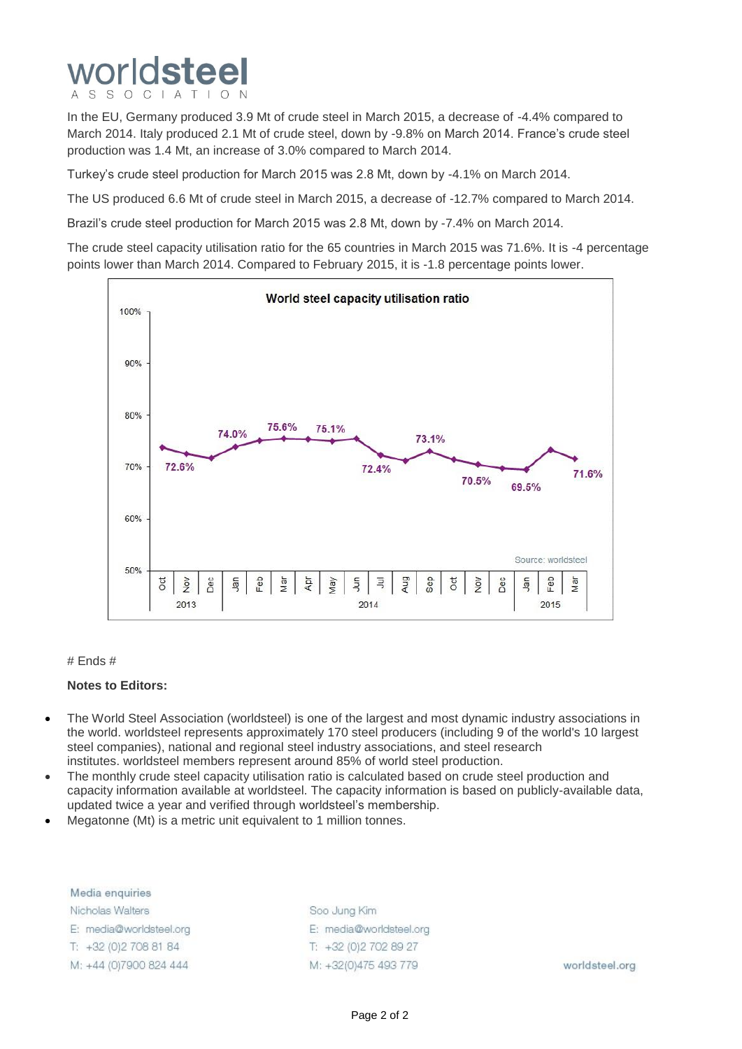# worldsteel

ASSOCIATION

In the EU, Germany produced 3.9 Mt of crude steel in March 2015, a decrease of -4.4% compared to March 2014. Italy produced 2.1 Mt of crude steel, down by -9.8% on March 2014. France's crude steel production was 1.4 Mt, an increase of 3.0% compared to March 2014.

Turkey's crude steel production for March 2015 was 2.8 Mt, down by -4.1% on March 2014.

The US produced 6.6 Mt of crude steel in March 2015, a decrease of -12.7% compared to March 2014.

Brazil's crude steel production for March 2015 was 2.8 Mt, down by -7.4% on March 2014.

The crude steel capacity utilisation ratio for the 65 countries in March 2015 was 71.6%. It is -4 percentage points lower than March 2014. Compared to February 2015, it is -1.8 percentage points lower.

World steel capacity utilisation ratio

100%
90%
80%
70%
60%
50%

72.6%
74.0%
75.6%
75.1%
72.4%
73.1%
70.5%
69.5%
71.6%

Oct Nov Dec Jan Feb Mar Apr May Jun Jul Aug Sep Oct Nov Dec Jan Feb Mar

2013 2014 2015

Source: worldsteel

# Ends #

**Notes to Editors:**

- The World Steel Association (worldsteel) is one of the largest and most dynamic industry associations in the world. worldsteel represents approximately 170 steel producers (including 9 of the world's 10 largest steel companies), national and regional steel industry associations, and steel research institutes. worldsteel members represent around 85% of world steel production.
- The monthly crude steel capacity utilisation ratio is calculated based on crude steel production and capacity information available at worldsteel. The capacity information is based on publicly-available data, updated twice a year and verified through worldsteel's membership.
- Megatonne (Mt) is a metric unit equivalent to 1 million tonnes.

Media enquiries

Nicholas Walters
E: media@worldsteel.org
T: +32 (0)2 708 81 84
M: +44 (0)7900 824 444

Soo Jung Kim
E: media@worldsteel.org
T: +32 (0)2 702 89 27
M: +32(0)475 493 779

worldsteel.org